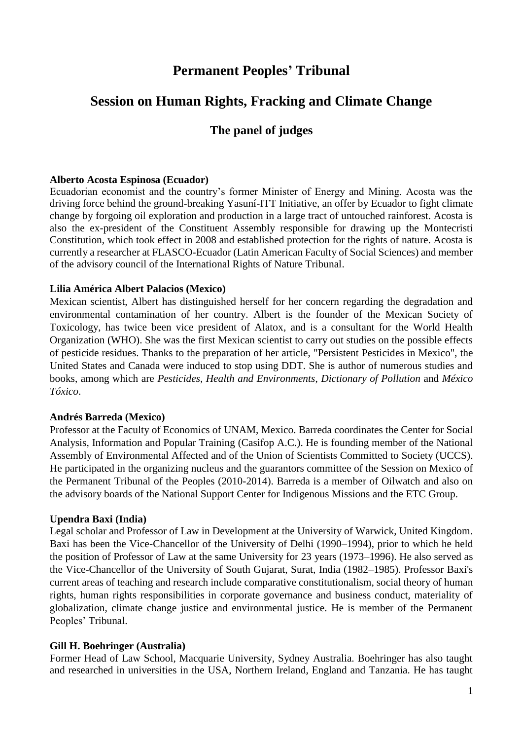# Permanent Peoples' Tribunal

## Session on Human Rights, Fracking and Climate Change

### The panel of judges

**Alberto Acosta Espinosa (Ecuador)**
Ecuadorian economist and the country's former Minister of Energy and Mining. Acosta was the driving force behind the ground-breaking Yasuní-ITT Initiative, an offer by Ecuador to fight climate change by forgoing oil exploration and production in a large tract of untouched rainforest. Acosta is also the ex-president of the Constituent Assembly responsible for drawing up the Montecristi Constitution, which took effect in 2008 and established protection for the rights of nature. Acosta is currently a researcher at FLASCO-Ecuador (Latin American Faculty of Social Sciences) and member of the advisory council of the International Rights of Nature Tribunal.

**Lilia América Albert Palacios (Mexico)**
Mexican scientist, Albert has distinguished herself for her concern regarding the degradation and environmental contamination of her country. Albert is the founder of the Mexican Society of Toxicology, has twice been vice president of Alatox, and is a consultant for the World Health Organization (WHO). She was the first Mexican scientist to carry out studies on the possible effects of pesticide residues. Thanks to the preparation of her article, "Persistent Pesticides in Mexico", the United States and Canada were induced to stop using DDT. She is author of numerous studies and books, among which are *Pesticides, Health and Environments*, *Dictionary of Pollution* and *México Tóxico*.

**Andrés Barreda (Mexico)**
Professor at the Faculty of Economics of UNAM, Mexico. Barreda coordinates the Center for Social Analysis, Information and Popular Training (Casifop A.C.). He is founding member of the National Assembly of Environmental Affected and of the Union of Scientists Committed to Society (UCCS). He participated in the organizing nucleus and the guarantors committee of the Session on Mexico of the Permanent Tribunal of the Peoples (2010-2014). Barreda is a member of Oilwatch and also on the advisory boards of the National Support Center for Indigenous Missions and the ETC Group.

**Upendra Baxi (India)**
Legal scholar and Professor of Law in Development at the University of Warwick, United Kingdom. Baxi has been the Vice-Chancellor of the University of Delhi (1990–1994), prior to which he held the position of Professor of Law at the same University for 23 years (1973–1996). He also served as the Vice-Chancellor of the University of South Gujarat, Surat, India (1982–1985). Professor Baxi's current areas of teaching and research include comparative constitutionalism, social theory of human rights, human rights responsibilities in corporate governance and business conduct, materiality of globalization, climate change justice and environmental justice. He is member of the Permanent Peoples' Tribunal.

**Gill H. Boehringer (Australia)**
Former Head of Law School, Macquarie University, Sydney Australia. Boehringer has also taught and researched in universities in the USA, Northern Ireland, England and Tanzania. He has taught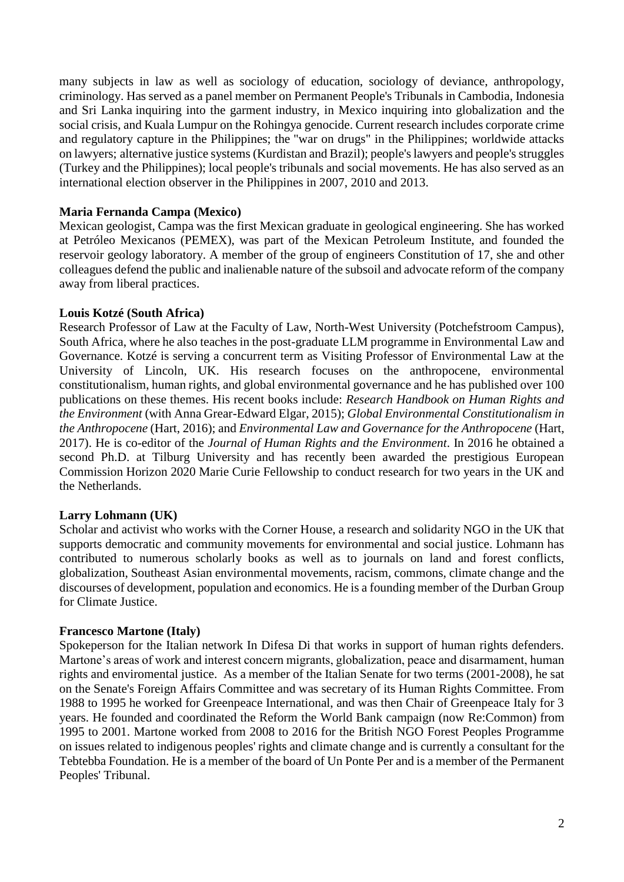many subjects in law as well as sociology of education, sociology of deviance, anthropology, criminology. Has served as a panel member on Permanent People's Tribunals in Cambodia, Indonesia and Sri Lanka inquiring into the garment industry, in Mexico inquiring into globalization and the social crisis, and Kuala Lumpur on the Rohingya genocide. Current research includes corporate crime and regulatory capture in the Philippines; the "war on drugs" in the Philippines; worldwide attacks on lawyers; alternative justice systems (Kurdistan and Brazil); people's lawyers and people's struggles (Turkey and the Philippines); local people's tribunals and social movements. He has also served as an international election observer in the Philippines in 2007, 2010 and 2013.

**Maria Fernanda Campa (Mexico)**
Mexican geologist, Campa was the first Mexican graduate in geological engineering. She has worked at Petróleo Mexicanos (PEMEX), was part of the Mexican Petroleum Institute, and founded the reservoir geology laboratory. A member of the group of engineers Constitution of 17, she and other colleagues defend the public and inalienable nature of the subsoil and advocate reform of the company away from liberal practices.

**Louis Kotzé (South Africa)**
Research Professor of Law at the Faculty of Law, North-West University (Potchefstroom Campus), South Africa, where he also teaches in the post-graduate LLM programme in Environmental Law and Governance. Kotzé is serving a concurrent term as Visiting Professor of Environmental Law at the University of Lincoln, UK. His research focuses on the anthropocene, environmental constitutionalism, human rights, and global environmental governance and he has published over 100 publications on these themes. His recent books include: *Research Handbook on Human Rights and the Environment* (with Anna Grear-Edward Elgar, 2015); *Global Environmental Constitutionalism in the Anthropocene* (Hart, 2016); and *Environmental Law and Governance for the Anthropocene* (Hart, 2017). He is co-editor of the *Journal of Human Rights and the Environment*. In 2016 he obtained a second Ph.D. at Tilburg University and has recently been awarded the prestigious European Commission Horizon 2020 Marie Curie Fellowship to conduct research for two years in the UK and the Netherlands.

**Larry Lohmann (UK)**
Scholar and activist who works with the Corner House, a research and solidarity NGO in the UK that supports democratic and community movements for environmental and social justice. Lohmann has contributed to numerous scholarly books as well as to journals on land and forest conflicts, globalization, Southeast Asian environmental movements, racism, commons, climate change and the discourses of development, population and economics. He is a founding member of the Durban Group for Climate Justice.

**Francesco Martone (Italy)**
Spokeperson for the Italian network In Difesa Di that works in support of human rights defenders. Martone's areas of work and interest concern migrants, globalization, peace and disarmament, human rights and enviromental justice. As a member of the Italian Senate for two terms (2001-2008), he sat on the Senate's Foreign Affairs Committee and was secretary of its Human Rights Committee. From 1988 to 1995 he worked for Greenpeace International, and was then Chair of Greenpeace Italy for 3 years. He founded and coordinated the Reform the World Bank campaign (now Re:Common) from 1995 to 2001. Martone worked from 2008 to 2016 for the British NGO Forest Peoples Programme on issues related to indigenous peoples' rights and climate change and is currently a consultant for the Tebtebba Foundation. He is a member of the board of Un Ponte Per and is a member of the Permanent Peoples' Tribunal.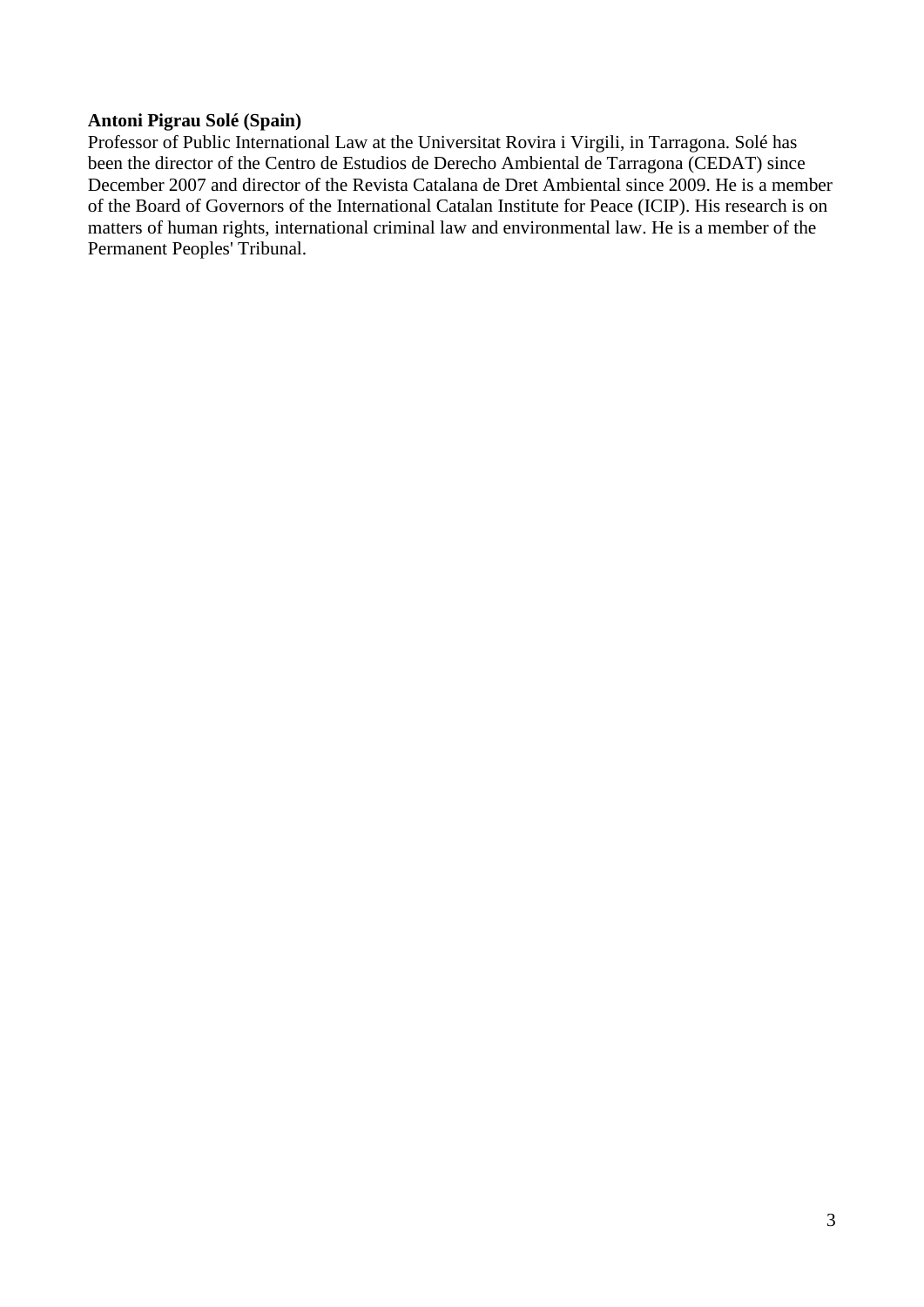**Antoni Pigrau Solé (Spain)**
Professor of Public International Law at the Universitat Rovira i Virgili, in Tarragona. Solé has been the director of the Centro de Estudios de Derecho Ambiental de Tarragona (CEDAT) since December 2007 and director of the Revista Catalana de Dret Ambiental since 2009. He is a member of the Board of Governors of the International Catalan Institute for Peace (ICIP). His research is on matters of human rights, international criminal law and environmental law. He is a member of the Permanent Peoples' Tribunal.